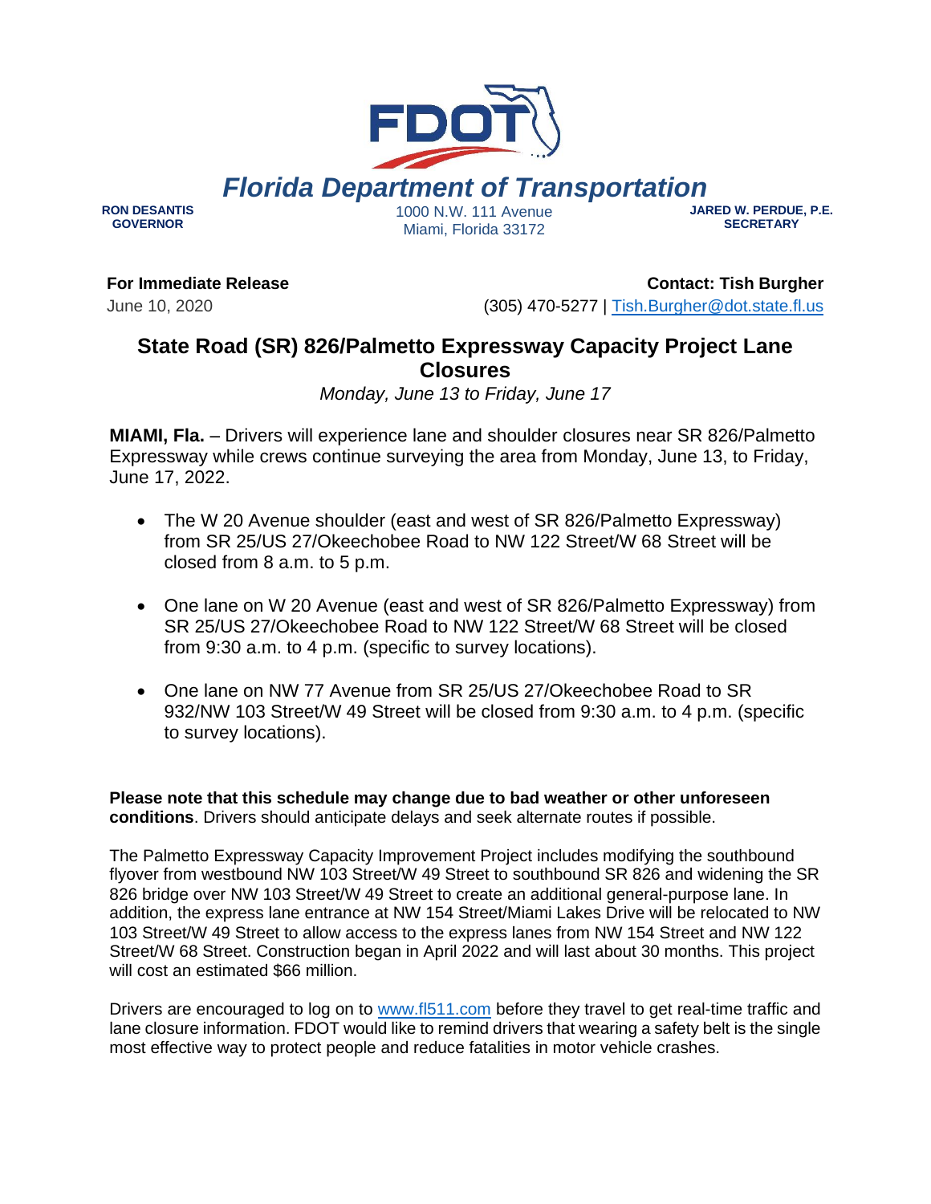FDOT

# Florida Department of Transportation

**RON DESANTIS**
**GOVERNOR**

1000 N.W. 111 Avenue
Miami, Florida 33172

**JARED W. PERDUE, P.E.**
**SECRETARY**

**For Immediate Release**
June 10, 2020

**Contact: Tish Burgher**
(305) 470-5277 | Tish.Burgher@dot.state.fl.us

## State Road (SR) 826/Palmetto Expressway Capacity Project Lane Closures

*Monday, June 13 to Friday, June 17*

**MIAMI, Fla.** – Drivers will experience lane and shoulder closures near SR 826/Palmetto Expressway while crews continue surveying the area from Monday, June 13, to Friday, June 17, 2022.

- The W 20 Avenue shoulder (east and west of SR 826/Palmetto Expressway) from SR 25/US 27/Okeechobee Road to NW 122 Street/W 68 Street will be closed from 8 a.m. to 5 p.m.
- One lane on W 20 Avenue (east and west of SR 826/Palmetto Expressway) from SR 25/US 27/Okeechobee Road to NW 122 Street/W 68 Street will be closed from 9:30 a.m. to 4 p.m. (specific to survey locations).
- One lane on NW 77 Avenue from SR 25/US 27/Okeechobee Road to SR 932/NW 103 Street/W 49 Street will be closed from 9:30 a.m. to 4 p.m. (specific to survey locations).

**Please note that this schedule may change due to bad weather or other unforeseen conditions**. Drivers should anticipate delays and seek alternate routes if possible.

The Palmetto Expressway Capacity Improvement Project includes modifying the southbound flyover from westbound NW 103 Street/W 49 Street to southbound SR 826 and widening the SR 826 bridge over NW 103 Street/W 49 Street to create an additional general-purpose lane. In addition, the express lane entrance at NW 154 Street/Miami Lakes Drive will be relocated to NW 103 Street/W 49 Street to allow access to the express lanes from NW 154 Street and NW 122 Street/W 68 Street. Construction began in April 2022 and will last about 30 months. This project will cost an estimated $66 million.

Drivers are encouraged to log on to www.fl511.com before they travel to get real-time traffic and lane closure information. FDOT would like to remind drivers that wearing a safety belt is the single most effective way to protect people and reduce fatalities in motor vehicle crashes.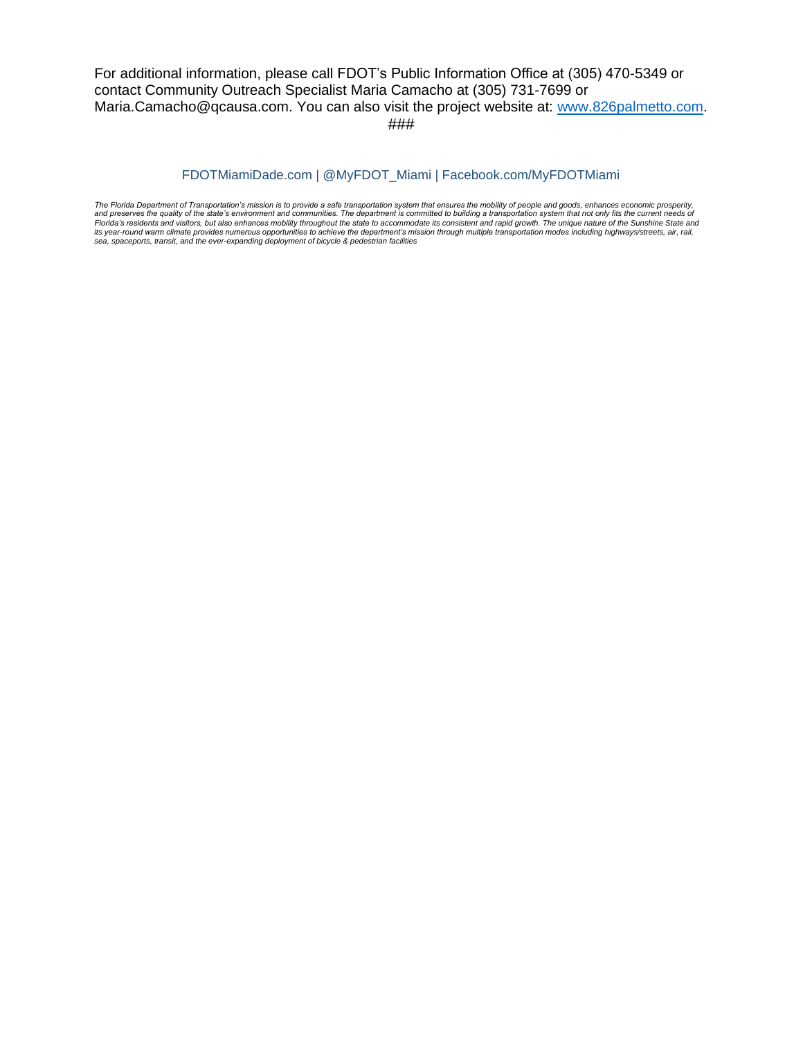For additional information, please call FDOT's Public Information Office at (305) 470-5349 or contact Community Outreach Specialist Maria Camacho at (305) 731-7699 or Maria.Camacho@qcausa.com. You can also visit the project website at: [www.826palmetto.com](http://www.826palmetto.com).

###

FDOTMiamiDade.com | @MyFDOT_Miami | Facebook.com/MyFDOTMiami

*The Florida Department of Transportation's mission is to provide a safe transportation system that ensures the mobility of people and goods, enhances economic prosperity, and preserves the quality of the state's environment and communities. The department is committed to building a transportation system that not only fits the current needs of Florida's residents and visitors, but also enhances mobility throughout the state to accommodate its consistent and rapid growth. The unique nature of the Sunshine State and its year-round warm climate provides numerous opportunities to achieve the department's mission through multiple transportation modes including highways/streets, air, rail, sea, spaceports, transit, and the ever-expanding deployment of bicycle & pedestrian facilities*